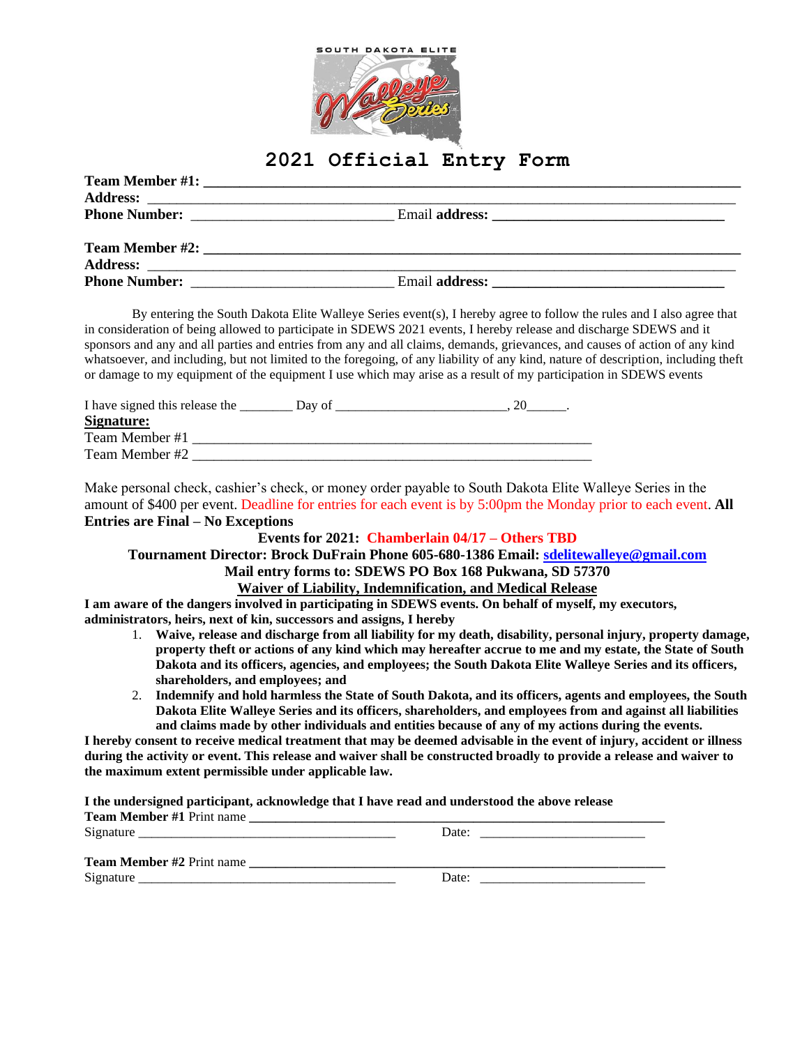SOUTH DAKOTA ELITE

# 2021 Official Entry Form

**Team Member #1:** ______________________________________________
**Address:** ______________________________________________
**Phone Number:** ____________________ Email **address:** ____________________

**Team Member #2:** ______________________________________________
**Address:** ______________________________________________
**Phone Number:** ____________________ Email **address:** ____________________

By entering the South Dakota Elite Walleye Series event(s), I hereby agree to follow the rules and I also agree that in consideration of being allowed to participate in SDEWS 2021 events, I hereby release and discharge SDEWS and it sponsors and any and all parties and entries from any and all claims, demands, grievances, and causes of action of any kind whatsoever, and including, but not limited to the foregoing, of any liability of any kind, nature of description, including theft or damage to my equipment of the equipment I use which may arise as a result of my participation in SDEWS events

I have signed this release the ________ Day of ________________________, 20______.

**Signature:**
Team Member #1 ______________________________________________
Team Member #2 ______________________________________________

Make personal check, cashier's check, or money order payable to South Dakota Elite Walleye Series in the amount of $400 per event. Deadline for entries for each event is by 5:00pm the Monday prior to each event. **All Entries are Final – No Exceptions**

**Events for 2021: Chamberlain 04/17 – Others TBD**

**Tournament Director: Brock DuFrain Phone 605-680-1386 Email: sdelitewalleye@gmail.com**

**Mail entry forms to: SDEWS PO Box 168 Pukwana, SD 57370**

## Waiver of Liability, Indemnification, and Medical Release

**I am aware of the dangers involved in participating in SDEWS events. On behalf of myself, my executors, administrators, heirs, next of kin, successors and assigns, I hereby**

1. **Waive, release and discharge from all liability for my death, disability, personal injury, property damage, property theft or actions of any kind which may hereafter accrue to me and my estate, the State of South Dakota and its officers, agencies, and employees; the South Dakota Elite Walleye Series and its officers, shareholders, and employees; and**
2. **Indemnify and hold harmless the State of South Dakota, and its officers, agents and employees, the South Dakota Elite Walleye Series and its officers, shareholders, and employees from and against all liabilities and claims made by other individuals and entities because of any of my actions during the events.**

**I hereby consent to receive medical treatment that may be deemed advisable in the event of injury, accident or illness during the activity or event. This release and waiver shall be constructed broadly to provide a release and waiver to the maximum extent permissible under applicable law.**

**I the undersigned participant, acknowledge that I have read and understood the above release**

**Team Member #1** Print name ______________________________________________
Signature ______________________________ Date: ____________________

**Team Member #2** Print name ______________________________________________
Signature ______________________________ Date: ____________________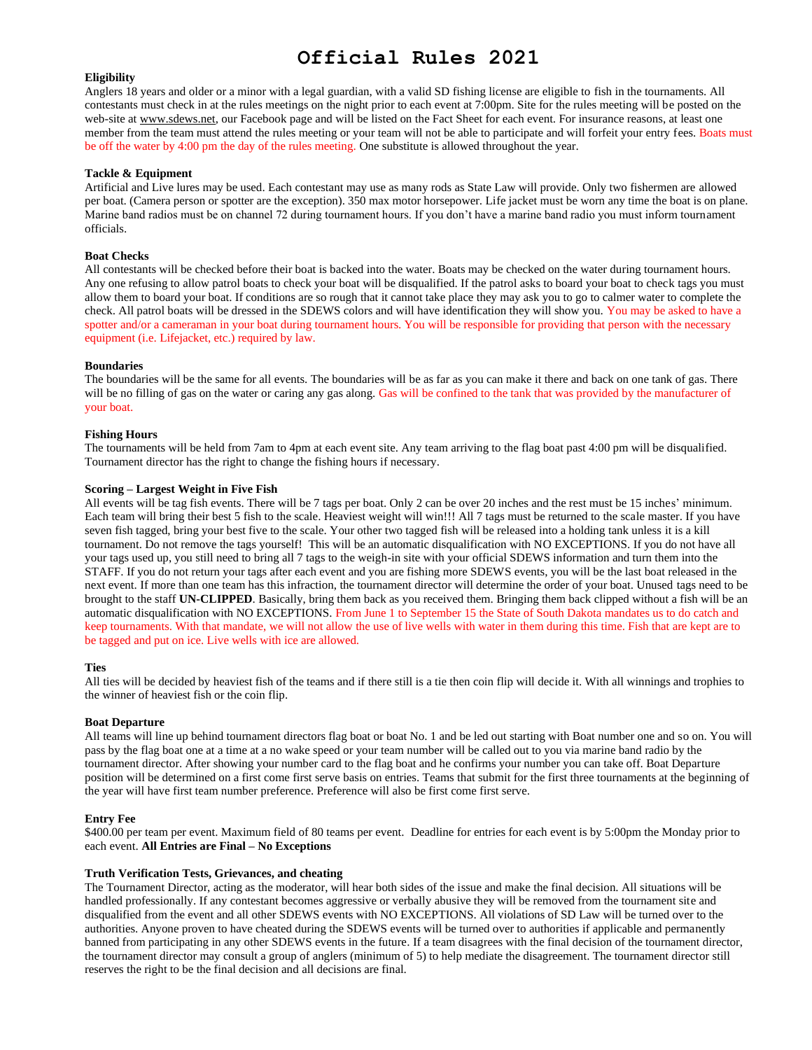# Official Rules 2021

**Eligibility**

Anglers 18 years and older or a minor with a legal guardian, with a valid SD fishing license are eligible to fish in the tournaments. All contestants must check in at the rules meetings on the night prior to each event at 7:00pm. Site for the rules meeting will be posted on the web-site at www.sdews.net, our Facebook page and will be listed on the Fact Sheet for each event. For insurance reasons, at least one member from the team must attend the rules meeting or your team will not be able to participate and will forfeit your entry fees. Boats must be off the water by 4:00 pm the day of the rules meeting. One substitute is allowed throughout the year.

**Tackle & Equipment**

Artificial and Live lures may be used. Each contestant may use as many rods as State Law will provide. Only two fishermen are allowed per boat. (Camera person or spotter are the exception). 350 max motor horsepower. Life jacket must be worn any time the boat is on plane. Marine band radios must be on channel 72 during tournament hours. If you don't have a marine band radio you must inform tournament officials.

**Boat Checks**

All contestants will be checked before their boat is backed into the water. Boats may be checked on the water during tournament hours. Any one refusing to allow patrol boats to check your boat will be disqualified. If the patrol asks to board your boat to check tags you must allow them to board your boat. If conditions are so rough that it cannot take place they may ask you to go to calmer water to complete the check. All patrol boats will be dressed in the SDEWS colors and will have identification they will show you. You may be asked to have a spotter and/or a cameraman in your boat during tournament hours. You will be responsible for providing that person with the necessary equipment (i.e. Lifejacket, etc.) required by law.

**Boundaries**

The boundaries will be the same for all events. The boundaries will be as far as you can make it there and back on one tank of gas. There will be no filling of gas on the water or caring any gas along. Gas will be confined to the tank that was provided by the manufacturer of your boat.

**Fishing Hours**

The tournaments will be held from 7am to 4pm at each event site. Any team arriving to the flag boat past 4:00 pm will be disqualified. Tournament director has the right to change the fishing hours if necessary.

**Scoring – Largest Weight in Five Fish**

All events will be tag fish events. There will be 7 tags per boat. Only 2 can be over 20 inches and the rest must be 15 inches' minimum. Each team will bring their best 5 fish to the scale. Heaviest weight will win!!! All 7 tags must be returned to the scale master. If you have seven fish tagged, bring your best five to the scale. Your other two tagged fish will be released into a holding tank unless it is a kill tournament. Do not remove the tags yourself! This will be an automatic disqualification with NO EXCEPTIONS. If you do not have all your tags used up, you still need to bring all 7 tags to the weigh-in site with your official SDEWS information and turn them into the STAFF. If you do not return your tags after each event and you are fishing more SDEWS events, you will be the last boat released in the next event. If more than one team has this infraction, the tournament director will determine the order of your boat. Unused tags need to be brought to the staff **UN-CLIPPED**. Basically, bring them back as you received them. Bringing them back clipped without a fish will be an automatic disqualification with NO EXCEPTIONS. From June 1 to September 15 the State of South Dakota mandates us to do catch and keep tournaments. With that mandate, we will not allow the use of live wells with water in them during this time. Fish that are kept are to be tagged and put on ice. Live wells with ice are allowed.

**Ties**

All ties will be decided by heaviest fish of the teams and if there still is a tie then coin flip will decide it. With all winnings and trophies to the winner of heaviest fish or the coin flip.

**Boat Departure**

All teams will line up behind tournament directors flag boat or boat No. 1 and be led out starting with Boat number one and so on. You will pass by the flag boat one at a time at a no wake speed or your team number will be called out to you via marine band radio by the tournament director. After showing your number card to the flag boat and he confirms your number you can take off. Boat Departure position will be determined on a first come first serve basis on entries. Teams that submit for the first three tournaments at the beginning of the year will have first team number preference. Preference will also be first come first serve.

**Entry Fee**

$400.00 per team per event. Maximum field of 80 teams per event. Deadline for entries for each event is by 5:00pm the Monday prior to each event. **All Entries are Final – No Exceptions**

**Truth Verification Tests, Grievances, and cheating**

The Tournament Director, acting as the moderator, will hear both sides of the issue and make the final decision. All situations will be handled professionally. If any contestant becomes aggressive or verbally abusive they will be removed from the tournament site and disqualified from the event and all other SDEWS events with NO EXCEPTIONS. All violations of SD Law will be turned over to the authorities. Anyone proven to have cheated during the SDEWS events will be turned over to authorities if applicable and permanently banned from participating in any other SDEWS events in the future. If a team disagrees with the final decision of the tournament director, the tournament director may consult a group of anglers (minimum of 5) to help mediate the disagreement. The tournament director still reserves the right to be the final decision and all decisions are final.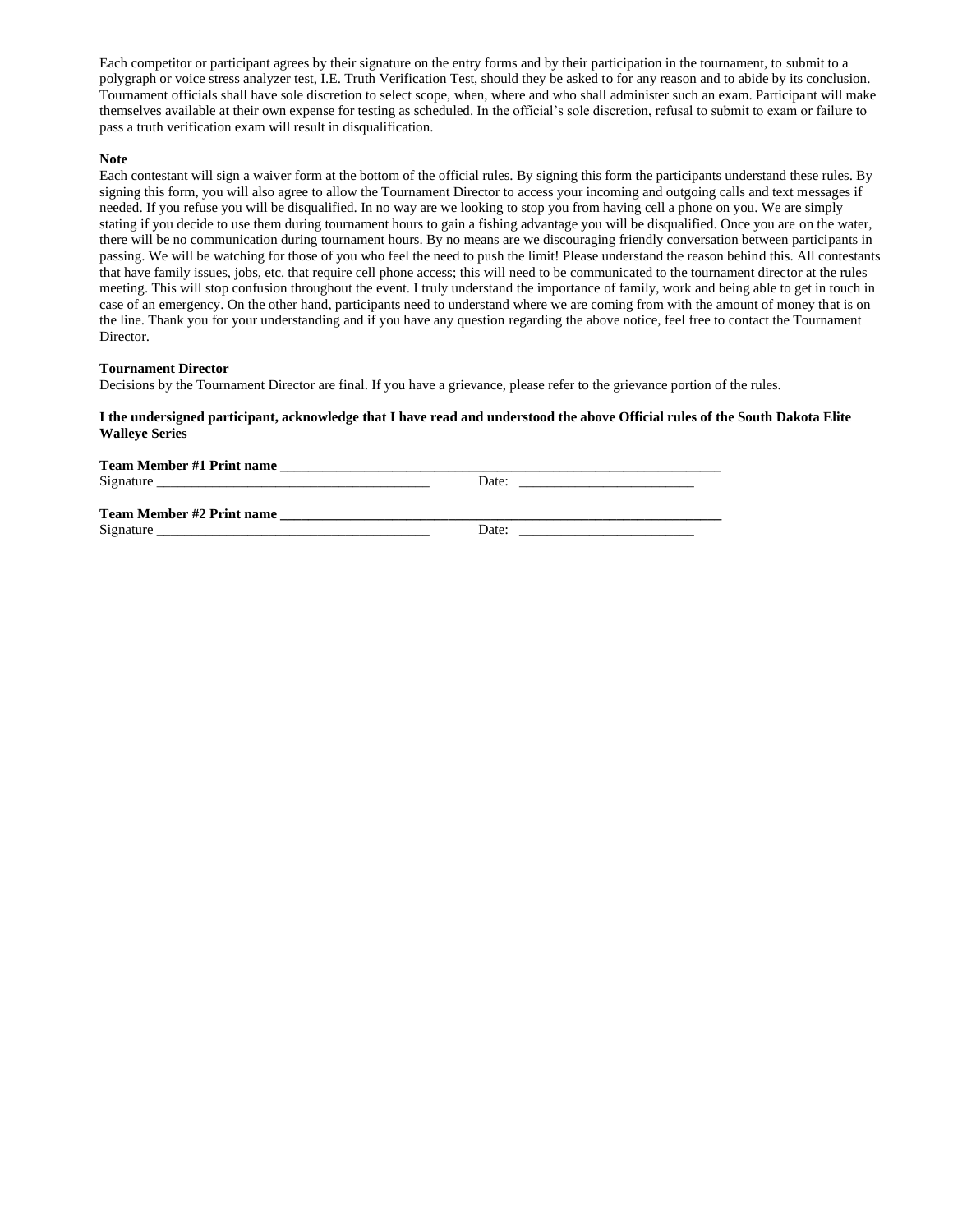Each competitor or participant agrees by their signature on the entry forms and by their participation in the tournament, to submit to a polygraph or voice stress analyzer test, I.E. Truth Verification Test, should they be asked to for any reason and to abide by its conclusion. Tournament officials shall have sole discretion to select scope, when, where and who shall administer such an exam. Participant will make themselves available at their own expense for testing as scheduled. In the official's sole discretion, refusal to submit to exam or failure to pass a truth verification exam will result in disqualification.

**Note**

Each contestant will sign a waiver form at the bottom of the official rules. By signing this form the participants understand these rules. By signing this form, you will also agree to allow the Tournament Director to access your incoming and outgoing calls and text messages if needed. If you refuse you will be disqualified. In no way are we looking to stop you from having cell a phone on you. We are simply stating if you decide to use them during tournament hours to gain a fishing advantage you will be disqualified. Once you are on the water, there will be no communication during tournament hours. By no means are we discouraging friendly conversation between participants in passing. We will be watching for those of you who feel the need to push the limit! Please understand the reason behind this. All contestants that have family issues, jobs, etc. that require cell phone access; this will need to be communicated to the tournament director at the rules meeting. This will stop confusion throughout the event. I truly understand the importance of family, work and being able to get in touch in case of an emergency. On the other hand, participants need to understand where we are coming from with the amount of money that is on the line. Thank you for your understanding and if you have any question regarding the above notice, feel free to contact the Tournament Director.

**Tournament Director**

Decisions by the Tournament Director are final. If you have a grievance, please refer to the grievance portion of the rules.

**I the undersigned participant, acknowledge that I have read and understood the above Official rules of the South Dakota Elite Walleye Series**

**Team Member #1 Print name ________________________________________________________________**

Signature _______________________________________ Date: _________________________

**Team Member #2 Print name ________________________________________________________________**

Signature _______________________________________ Date: _________________________